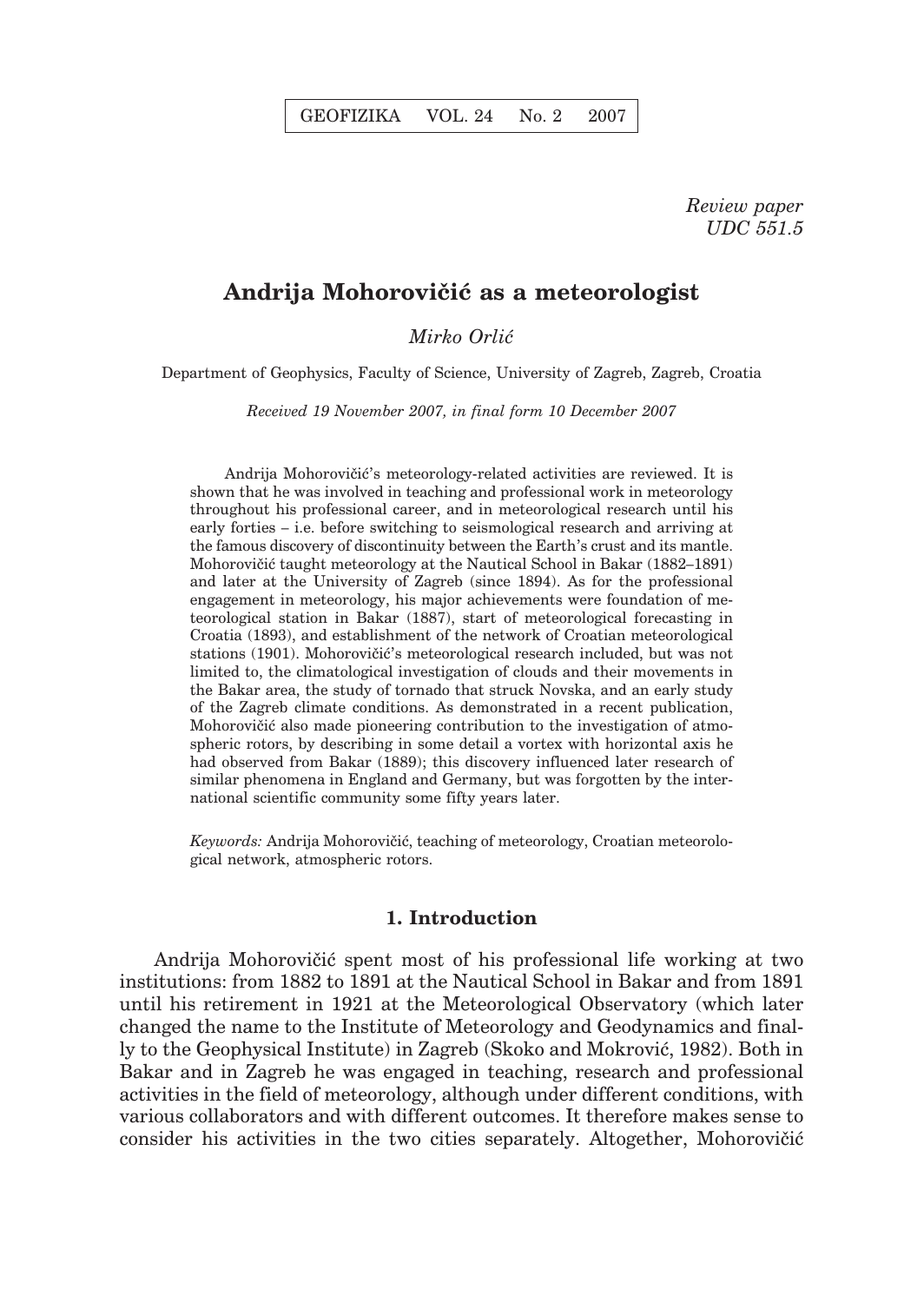*Review paper*
*UDC 551.5*

# Andrija Mohorovičić as a meteorologist

*Mirko Orlić*

Department of Geophysics, Faculty of Science, University of Zagreb, Zagreb, Croatia

*Received 19 November 2007, in final form 10 December 2007*

Andrija Mohorovičić's meteorology-related activities are reviewed. It is shown that he was involved in teaching and professional work in meteorology throughout his professional career, and in meteorological research until his early forties – i.e. before switching to seismological research and arriving at the famous discovery of discontinuity between the Earth's crust and its mantle. Mohorovičić taught meteorology at the Nautical School in Bakar (1882–1891) and later at the University of Zagreb (since 1894). As for the professional engagement in meteorology, his major achievements were foundation of meteorological station in Bakar (1887), start of meteorological forecasting in Croatia (1893), and establishment of the network of Croatian meteorological stations (1901). Mohorovičić's meteorological research included, but was not limited to, the climatological investigation of clouds and their movements in the Bakar area, the study of tornado that struck Novska, and an early study of the Zagreb climate conditions. As demonstrated in a recent publication, Mohorovičić also made pioneering contribution to the investigation of atmospheric rotors, by describing in some detail a vortex with horizontal axis he had observed from Bakar (1889); this discovery influenced later research of similar phenomena in England and Germany, but was forgotten by the international scientific community some fifty years later.

*Keywords:* Andrija Mohorovičić, teaching of meteorology, Croatian meteorological network, atmospheric rotors.

## 1. Introduction

Andrija Mohorovičić spent most of his professional life working at two institutions: from 1882 to 1891 at the Nautical School in Bakar and from 1891 until his retirement in 1921 at the Meteorological Observatory (which later changed the name to the Institute of Meteorology and Geodynamics and finally to the Geophysical Institute) in Zagreb (Skoko and Mokrović, 1982). Both in Bakar and in Zagreb he was engaged in teaching, research and professional activities in the field of meteorology, although under different conditions, with various collaborators and with different outcomes. It therefore makes sense to consider his activities in the two cities separately. Altogether, Mohorovičić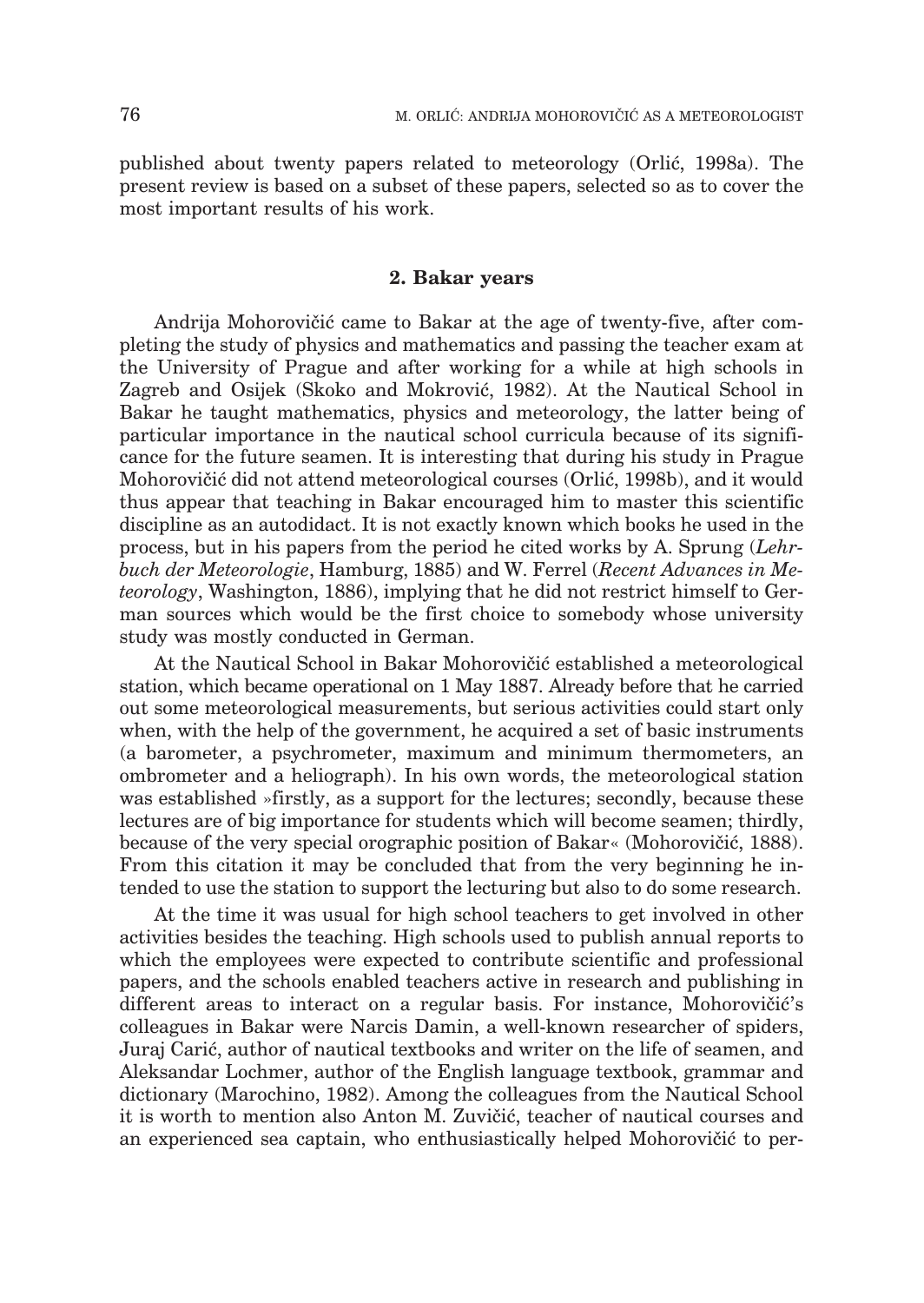published about twenty papers related to meteorology (Orlić, 1998a). The present review is based on a subset of these papers, selected so as to cover the most important results of his work.

## 2. Bakar years

Andrija Mohorovičić came to Bakar at the age of twenty-five, after completing the study of physics and mathematics and passing the teacher exam at the University of Prague and after working for a while at high schools in Zagreb and Osijek (Skoko and Mokrović, 1982). At the Nautical School in Bakar he taught mathematics, physics and meteorology, the latter being of particular importance in the nautical school curricula because of its significance for the future seamen. It is interesting that during his study in Prague Mohorovičić did not attend meteorological courses (Orlić, 1998b), and it would thus appear that teaching in Bakar encouraged him to master this scientific discipline as an autodidact. It is not exactly known which books he used in the process, but in his papers from the period he cited works by A. Sprung (*Lehrbuch der Meteorologie*, Hamburg, 1885) and W. Ferrel (*Recent Advances in Meteorology*, Washington, 1886), implying that he did not restrict himself to German sources which would be the first choice to somebody whose university study was mostly conducted in German.

At the Nautical School in Bakar Mohorovičić established a meteorological station, which became operational on 1 May 1887. Already before that he carried out some meteorological measurements, but serious activities could start only when, with the help of the government, he acquired a set of basic instruments (a barometer, a psychrometer, maximum and minimum thermometers, an ombrometer and a heliograph). In his own words, the meteorological station was established »firstly, as a support for the lectures; secondly, because these lectures are of big importance for students which will become seamen; thirdly, because of the very special orographic position of Bakar« (Mohorovičić, 1888). From this citation it may be concluded that from the very beginning he intended to use the station to support the lecturing but also to do some research.

At the time it was usual for high school teachers to get involved in other activities besides the teaching. High schools used to publish annual reports to which the employees were expected to contribute scientific and professional papers, and the schools enabled teachers active in research and publishing in different areas to interact on a regular basis. For instance, Mohorovičić's colleagues in Bakar were Narcis Damin, a well-known researcher of spiders, Juraj Carić, author of nautical textbooks and writer on the life of seamen, and Aleksandar Lochmer, author of the English language textbook, grammar and dictionary (Marochino, 1982). Among the colleagues from the Nautical School it is worth to mention also Anton M. Zuvičić, teacher of nautical courses and an experienced sea captain, who enthusiastically helped Mohorovičić to per-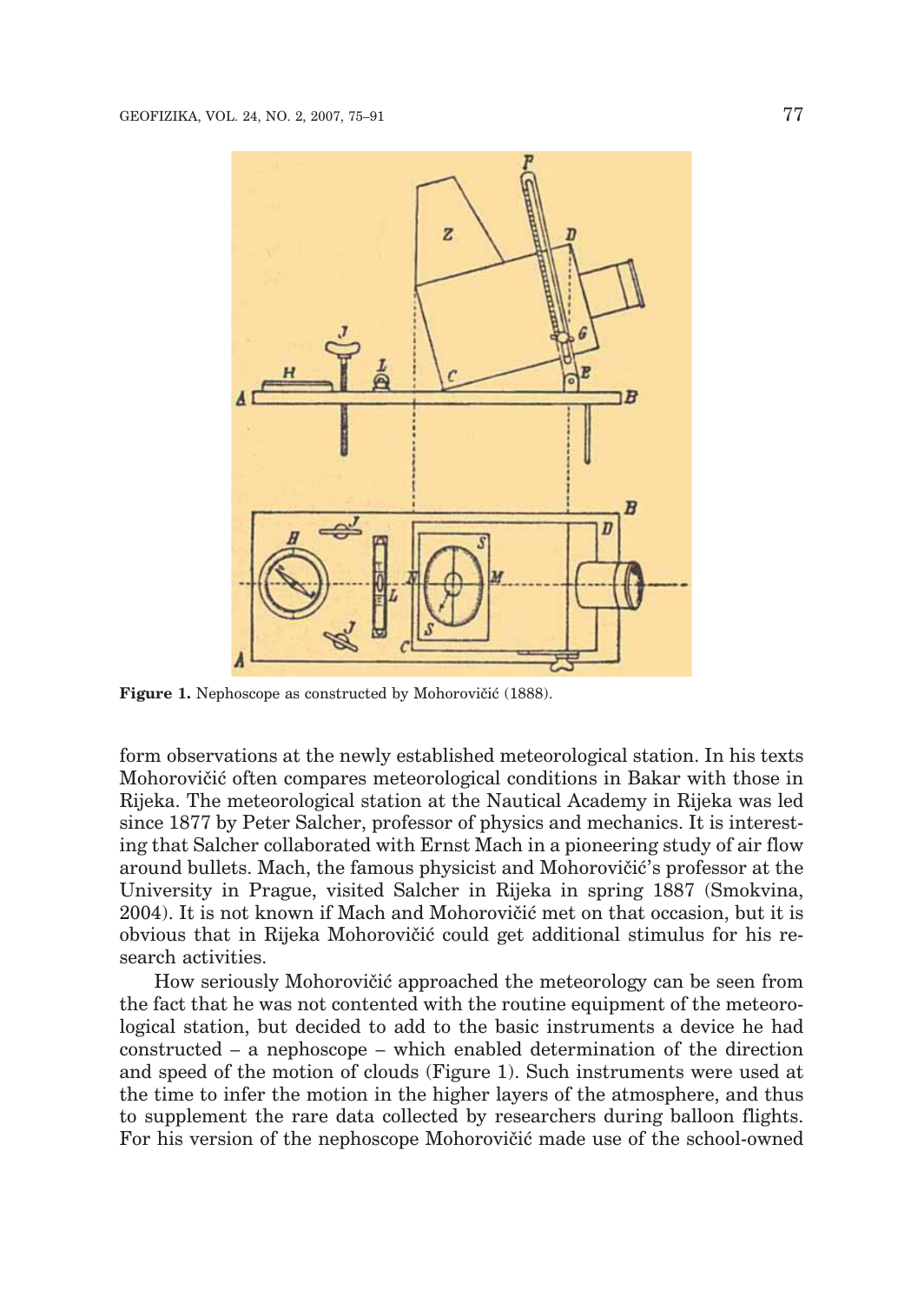**Figure 1.** Nephoscope as constructed by Mohorovičić (1888).

form observations at the newly established meteorological station. In his texts Mohorovičić often compares meteorological conditions in Bakar with those in Rijeka. The meteorological station at the Nautical Academy in Rijeka was led since 1877 by Peter Salcher, professor of physics and mechanics. It is interesting that Salcher collaborated with Ernst Mach in a pioneering study of air flow around bullets. Mach, the famous physicist and Mohorovičić's professor at the University in Prague, visited Salcher in Rijeka in spring 1887 (Smokvina, 2004). It is not known if Mach and Mohorovičić met on that occasion, but it is obvious that in Rijeka Mohorovičić could get additional stimulus for his research activities.

How seriously Mohorovičić approached the meteorology can be seen from the fact that he was not contented with the routine equipment of the meteorological station, but decided to add to the basic instruments a device he had constructed – a nephoscope – which enabled determination of the direction and speed of the motion of clouds (Figure 1). Such instruments were used at the time to infer the motion in the higher layers of the atmosphere, and thus to supplement the rare data collected by researchers during balloon flights. For his version of the nephoscope Mohorovičić made use of the school-owned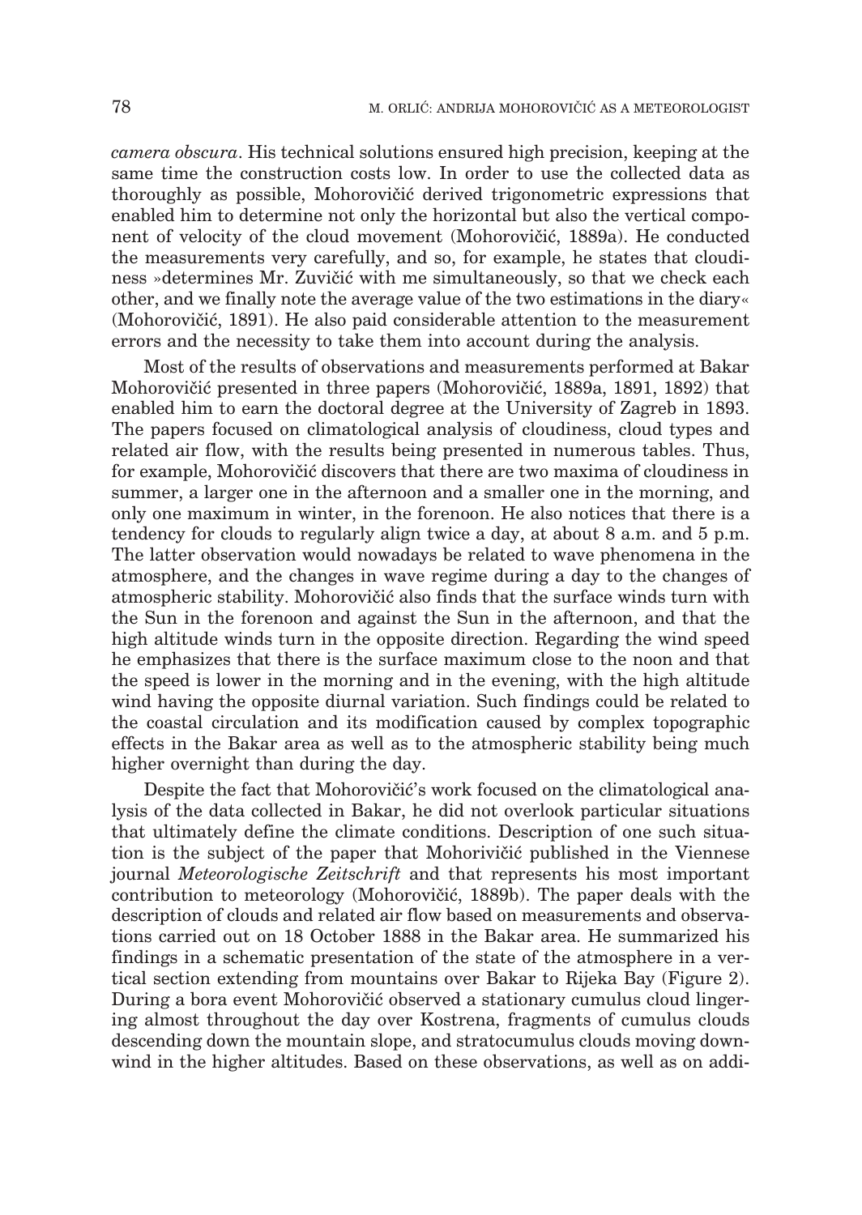*camera obscura*. His technical solutions ensured high precision, keeping at the same time the construction costs low. In order to use the collected data as thoroughly as possible, Mohorovičić derived trigonometric expressions that enabled him to determine not only the horizontal but also the vertical component of velocity of the cloud movement (Mohorovičić, 1889a). He conducted the measurements very carefully, and so, for example, he states that cloudiness »determines Mr. Zuvičić with me simultaneously, so that we check each other, and we finally note the average value of the two estimations in the diary« (Mohorovičić, 1891). He also paid considerable attention to the measurement errors and the necessity to take them into account during the analysis.

Most of the results of observations and measurements performed at Bakar Mohorovičić presented in three papers (Mohorovičić, 1889a, 1891, 1892) that enabled him to earn the doctoral degree at the University of Zagreb in 1893. The papers focused on climatological analysis of cloudiness, cloud types and related air flow, with the results being presented in numerous tables. Thus, for example, Mohorovičić discovers that there are two maxima of cloudiness in summer, a larger one in the afternoon and a smaller one in the morning, and only one maximum in winter, in the forenoon. He also notices that there is a tendency for clouds to regularly align twice a day, at about 8 a.m. and 5 p.m. The latter observation would nowadays be related to wave phenomena in the atmosphere, and the changes in wave regime during a day to the changes of atmospheric stability. Mohorovičić also finds that the surface winds turn with the Sun in the forenoon and against the Sun in the afternoon, and that the high altitude winds turn in the opposite direction. Regarding the wind speed he emphasizes that there is the surface maximum close to the noon and that the speed is lower in the morning and in the evening, with the high altitude wind having the opposite diurnal variation. Such findings could be related to the coastal circulation and its modification caused by complex topographic effects in the Bakar area as well as to the atmospheric stability being much higher overnight than during the day.

Despite the fact that Mohorovičić's work focused on the climatological analysis of the data collected in Bakar, he did not overlook particular situations that ultimately define the climate conditions. Description of one such situation is the subject of the paper that Mohorivičić published in the Viennese journal *Meteorologische Zeitschrift* and that represents his most important contribution to meteorology (Mohorovičić, 1889b). The paper deals with the description of clouds and related air flow based on measurements and observations carried out on 18 October 1888 in the Bakar area. He summarized his findings in a schematic presentation of the state of the atmosphere in a vertical section extending from mountains over Bakar to Rijeka Bay (Figure 2). During a bora event Mohorovičić observed a stationary cumulus cloud lingering almost throughout the day over Kostrena, fragments of cumulus clouds descending down the mountain slope, and stratocumulus clouds moving downwind in the higher altitudes. Based on these observations, as well as on addi-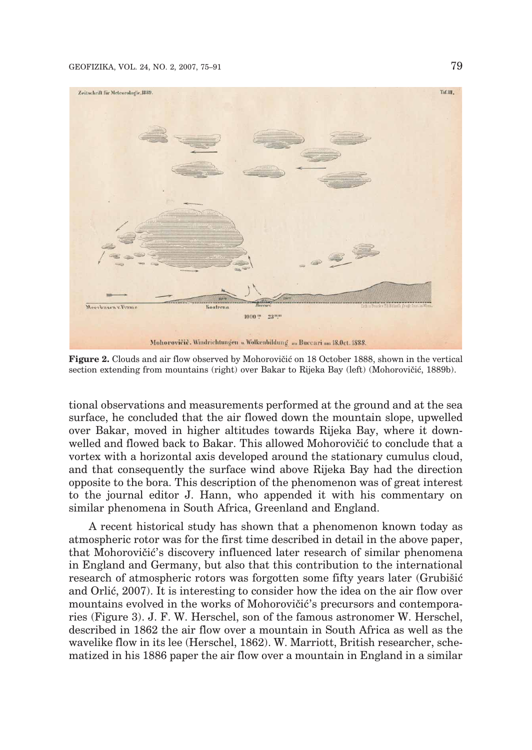**Figure 2.** Clouds and air flow observed by Mohorovičić on 18 October 1888, shown in the vertical section extending from mountains (right) over Bakar to Rijeka Bay (left) (Mohorovičić, 1889b).

tional observations and measurements performed at the ground and at the sea surface, he concluded that the air flowed down the mountain slope, upwelled over Bakar, moved in higher altitudes towards Rijeka Bay, where it downwelled and flowed back to Bakar. This allowed Mohorovičić to conclude that a vortex with a horizontal axis developed around the stationary cumulus cloud, and that consequently the surface wind above Rijeka Bay had the direction opposite to the bora. This description of the phenomenon was of great interest to the journal editor J. Hann, who appended it with his commentary on similar phenomena in South Africa, Greenland and England.

A recent historical study has shown that a phenomenon known today as atmospheric rotor was for the first time described in detail in the above paper, that Mohorovičić's discovery influenced later research of similar phenomena in England and Germany, but also that this contribution to the international research of atmospheric rotors was forgotten some fifty years later (Grubišić and Orlić, 2007). It is interesting to consider how the idea on the air flow over mountains evolved in the works of Mohorovičić's precursors and contemporaries (Figure 3). J. F. W. Herschel, son of the famous astronomer W. Herschel, described in 1862 the air flow over a mountain in South Africa as well as the wavelike flow in its lee (Herschel, 1862). W. Marriott, British researcher, schematized in his 1886 paper the air flow over a mountain in England in a similar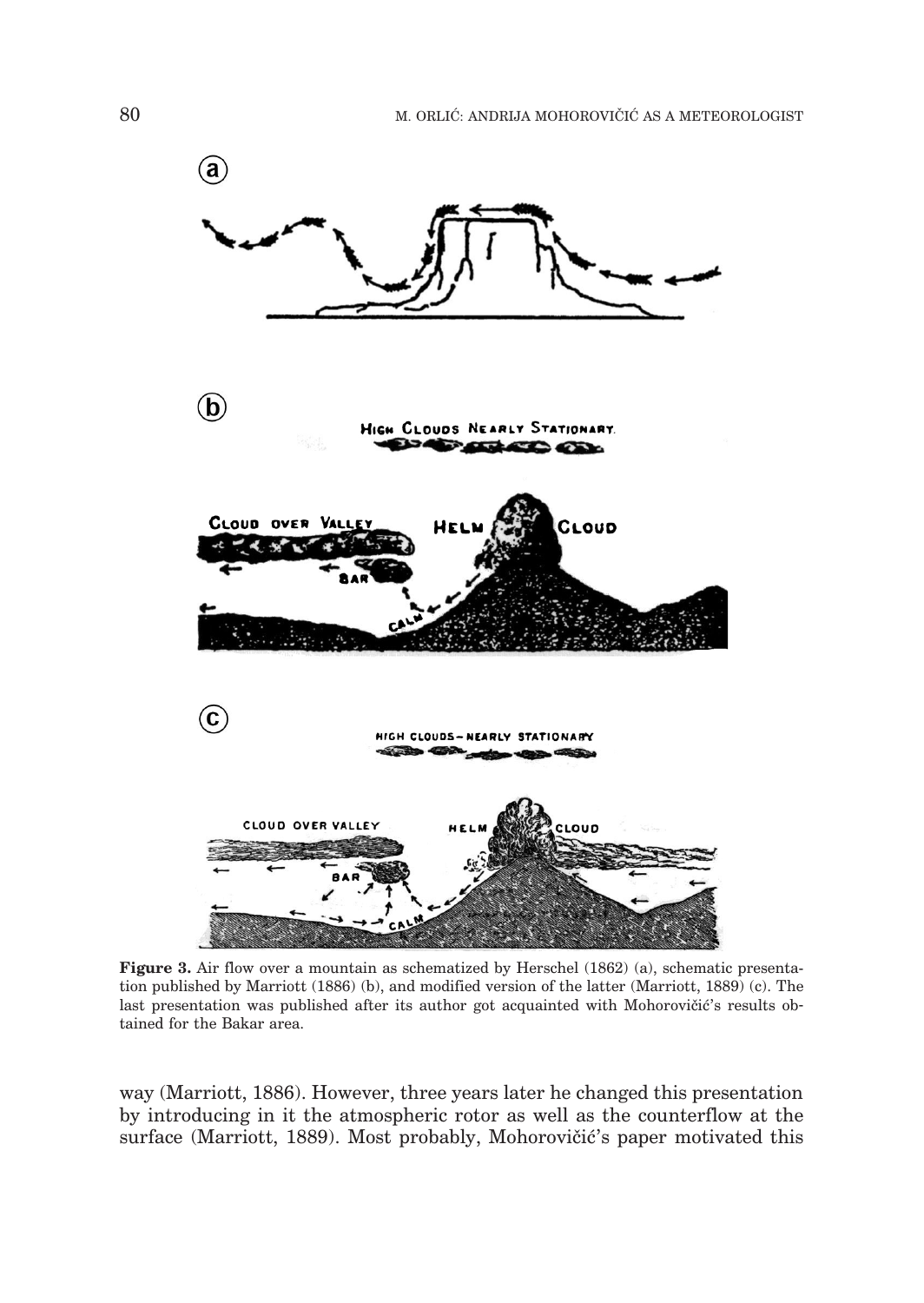**Figure 3.** Air flow over a mountain as schematized by Herschel (1862) (a), schematic presentation published by Marriott (1886) (b), and modified version of the latter (Marriott, 1889) (c). The last presentation was published after its author got acquainted with Mohorovičić's results obtained for the Bakar area.

way (Marriott, 1886). However, three years later he changed this presentation by introducing in it the atmospheric rotor as well as the counterflow at the surface (Marriott, 1889). Most probably, Mohorovičić's paper motivated this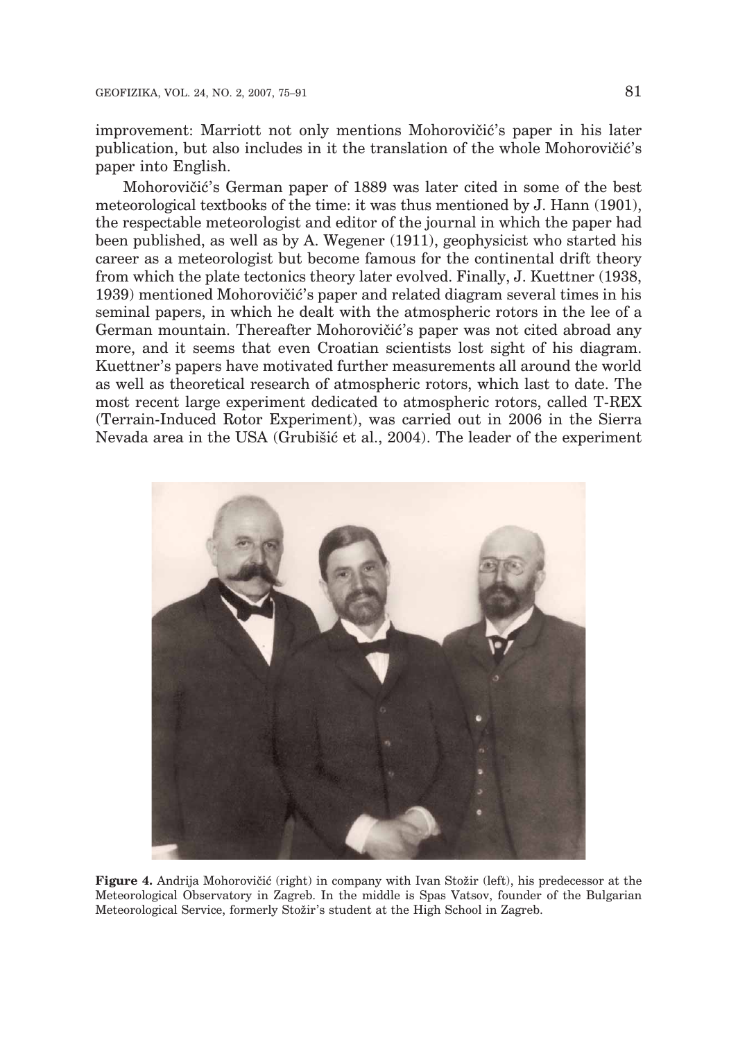improvement: Marriott not only mentions Mohorovičić's paper in his later publication, but also includes in it the translation of the whole Mohorovičić's paper into English.

Mohorovičić's German paper of 1889 was later cited in some of the best meteorological textbooks of the time: it was thus mentioned by J. Hann (1901), the respectable meteorologist and editor of the journal in which the paper had been published, as well as by A. Wegener (1911), geophysicist who started his career as a meteorologist but become famous for the continental drift theory from which the plate tectonics theory later evolved. Finally, J. Kuettner (1938, 1939) mentioned Mohorovičić's paper and related diagram several times in his seminal papers, in which he dealt with the atmospheric rotors in the lee of a German mountain. Thereafter Mohorovičić's paper was not cited abroad any more, and it seems that even Croatian scientists lost sight of his diagram. Kuettner's papers have motivated further measurements all around the world as well as theoretical research of atmospheric rotors, which last to date. The most recent large experiment dedicated to atmospheric rotors, called T-REX (Terrain-Induced Rotor Experiment), was carried out in 2006 in the Sierra Nevada area in the USA (Grubišić et al., 2004). The leader of the experiment

**Figure 4.** Andrija Mohorovičić (right) in company with Ivan Stožir (left), his predecessor at the Meteorological Observatory in Zagreb. In the middle is Spas Vatsov, founder of the Bulgarian Meteorological Service, formerly Stožir's student at the High School in Zagreb.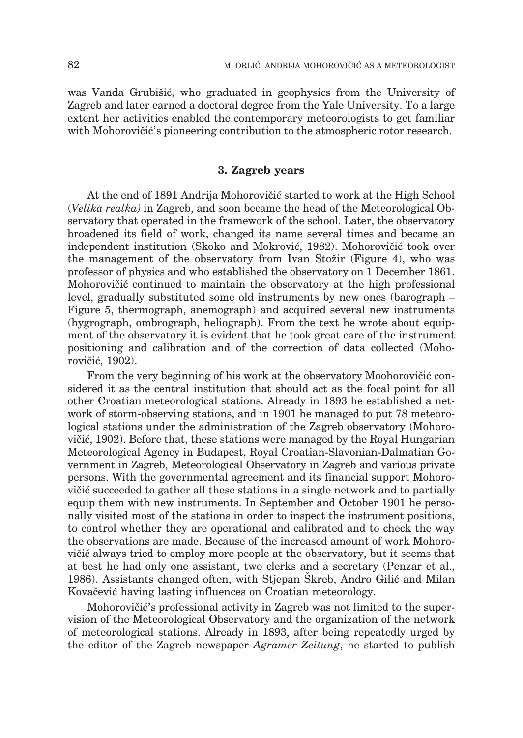was Vanda Grubišić, who graduated in geophysics from the University of Zagreb and later earned a doctoral degree from the Yale University. To a large extent her activities enabled the contemporary meteorologists to get familiar with Mohorovičić's pioneering contribution to the atmospheric rotor research.

## 3. Zagreb years

At the end of 1891 Andrija Mohorovičić started to work at the High School (*Velika realka*) in Zagreb, and soon became the head of the Meteorological Observatory that operated in the framework of the school. Later, the observatory broadened its field of work, changed its name several times and became an independent institution (Skoko and Mokrović, 1982). Mohorovičić took over the management of the observatory from Ivan Stožir (Figure 4), who was professor of physics and who established the observatory on 1 December 1861. Mohorovičić continued to maintain the observatory at the high professional level, gradually substituted some old instruments by new ones (barograph – Figure 5, thermograph, anemograph) and acquired several new instruments (hygrograph, ombrograph, heliograph). From the text he wrote about equipment of the observatory it is evident that he took great care of the instrument positioning and calibration and of the correction of data collected (Mohorovičić, 1902).

From the very beginning of his work at the observatory Moohorovičić considered it as the central institution that should act as the focal point for all other Croatian meteorological stations. Already in 1893 he established a network of storm-observing stations, and in 1901 he managed to put 78 meteorological stations under the administration of the Zagreb observatory (Mohorovičić, 1902). Before that, these stations were managed by the Royal Hungarian Meteorological Agency in Budapest, Royal Croatian-Slavonian-Dalmatian Government in Zagreb, Meteorological Observatory in Zagreb and various private persons. With the governmental agreement and its financial support Mohorovičić succeeded to gather all these stations in a single network and to partially equip them with new instruments. In September and October 1901 he personally visited most of the stations in order to inspect the instrument positions, to control whether they are operational and calibrated and to check the way the observations are made. Because of the increased amount of work Mohorovičić always tried to employ more people at the observatory, but it seems that at best he had only one assistant, two clerks and a secretary (Penzar et al., 1986). Assistants changed often, with Stjepan Škreb, Andro Gilić and Milan Kovačević having lasting influences on Croatian meteorology.

Mohorovičić's professional activity in Zagreb was not limited to the supervision of the Meteorological Observatory and the organization of the network of meteorological stations. Already in 1893, after being repeatedly urged by the editor of the Zagreb newspaper *Agramer Zeitung*, he started to publish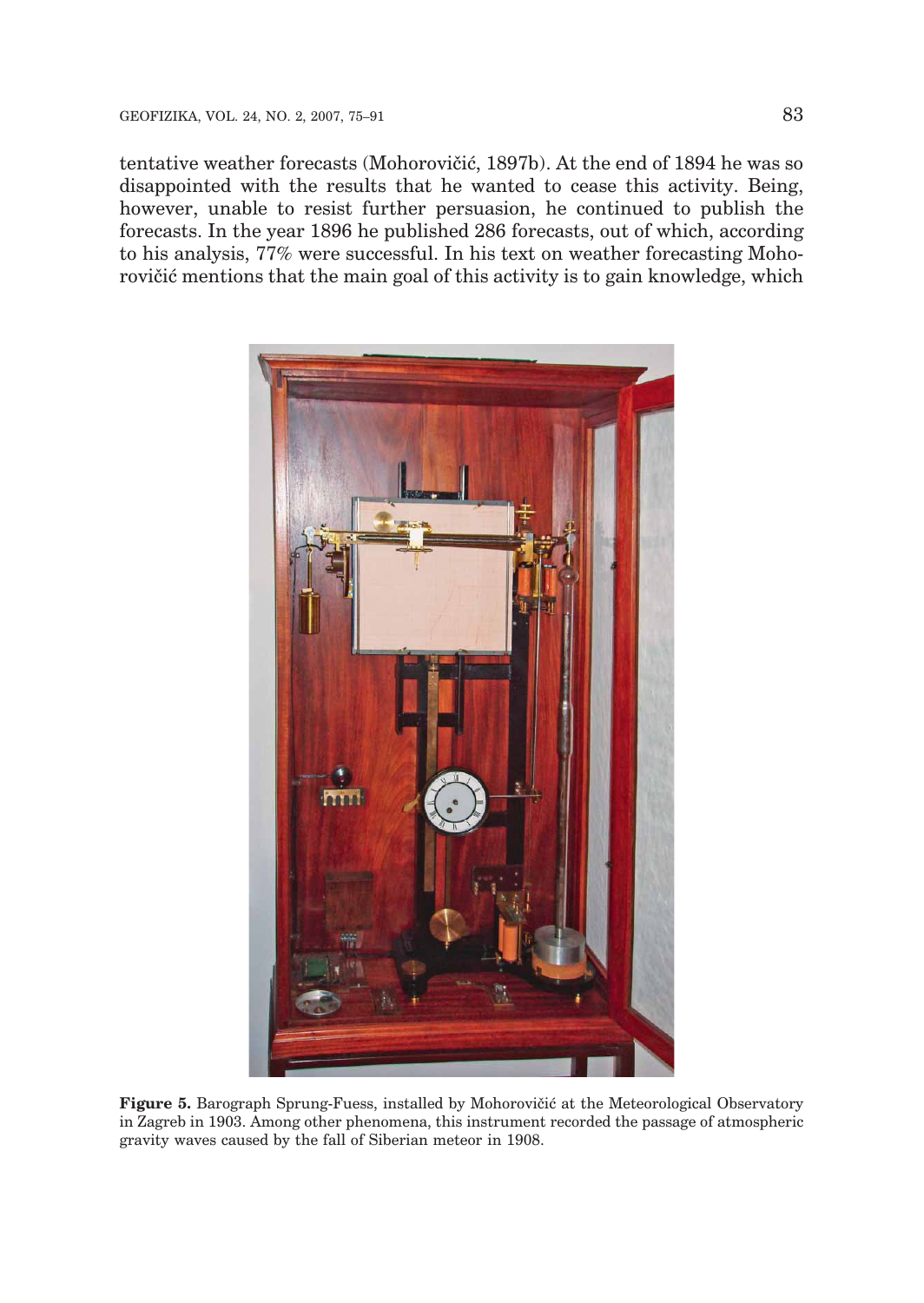tentative weather forecasts (Mohorovičić, 1897b). At the end of 1894 he was so disappointed with the results that he wanted to cease this activity. Being, however, unable to resist further persuasion, he continued to publish the forecasts. In the year 1896 he published 286 forecasts, out of which, according to his analysis, 77% were successful. In his text on weather forecasting Mohorovičić mentions that the main goal of this activity is to gain knowledge, which

**Figure 5.** Barograph Sprung-Fuess, installed by Mohorovičić at the Meteorological Observatory in Zagreb in 1903. Among other phenomena, this instrument recorded the passage of atmospheric gravity waves caused by the fall of Siberian meteor in 1908.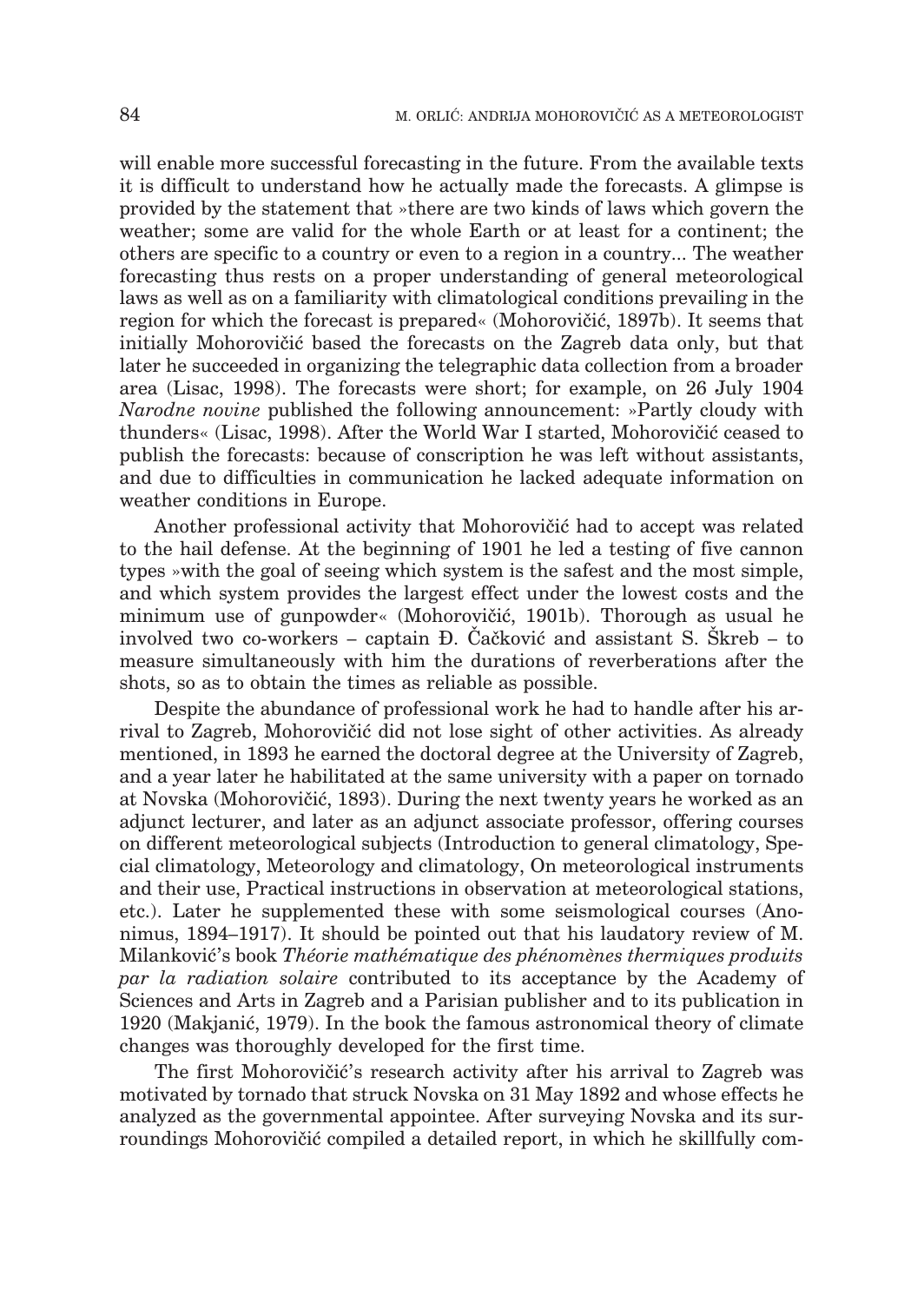will enable more successful forecasting in the future. From the available texts it is difficult to understand how he actually made the forecasts. A glimpse is provided by the statement that »there are two kinds of laws which govern the weather; some are valid for the whole Earth or at least for a continent; the others are specific to a country or even to a region in a country... The weather forecasting thus rests on a proper understanding of general meteorological laws as well as on a familiarity with climatological conditions prevailing in the region for which the forecast is prepared« (Mohorovičić, 1897b). It seems that initially Mohorovičić based the forecasts on the Zagreb data only, but that later he succeeded in organizing the telegraphic data collection from a broader area (Lisac, 1998). The forecasts were short; for example, on 26 July 1904 *Narodne novine* published the following announcement: »Partly cloudy with thunders« (Lisac, 1998). After the World War I started, Mohorovičić ceased to publish the forecasts: because of conscription he was left without assistants, and due to difficulties in communication he lacked adequate information on weather conditions in Europe.

Another professional activity that Mohorovičić had to accept was related to the hail defense. At the beginning of 1901 he led a testing of five cannon types »with the goal of seeing which system is the safest and the most simple, and which system provides the largest effect under the lowest costs and the minimum use of gunpowder« (Mohorovičić, 1901b). Thorough as usual he involved two co-workers – captain Đ. Čačković and assistant S. Škreb – to measure simultaneously with him the durations of reverberations after the shots, so as to obtain the times as reliable as possible.

Despite the abundance of professional work he had to handle after his arrival to Zagreb, Mohorovičić did not lose sight of other activities. As already mentioned, in 1893 he earned the doctoral degree at the University of Zagreb, and a year later he habilitated at the same university with a paper on tornado at Novska (Mohorovičić, 1893). During the next twenty years he worked as an adjunct lecturer, and later as an adjunct associate professor, offering courses on different meteorological subjects (Introduction to general climatology, Special climatology, Meteorology and climatology, On meteorological instruments and their use, Practical instructions in observation at meteorological stations, etc.). Later he supplemented these with some seismological courses (Anonimus, 1894–1917). It should be pointed out that his laudatory review of M. Milanković's book *Théorie mathématique des phénomènes thermiques produits par la radiation solaire* contributed to its acceptance by the Academy of Sciences and Arts in Zagreb and a Parisian publisher and to its publication in 1920 (Makjanić, 1979). In the book the famous astronomical theory of climate changes was thoroughly developed for the first time.

The first Mohorovičić's research activity after his arrival to Zagreb was motivated by tornado that struck Novska on 31 May 1892 and whose effects he analyzed as the governmental appointee. After surveying Novska and its surroundings Mohorovičić compiled a detailed report, in which he skillfully com-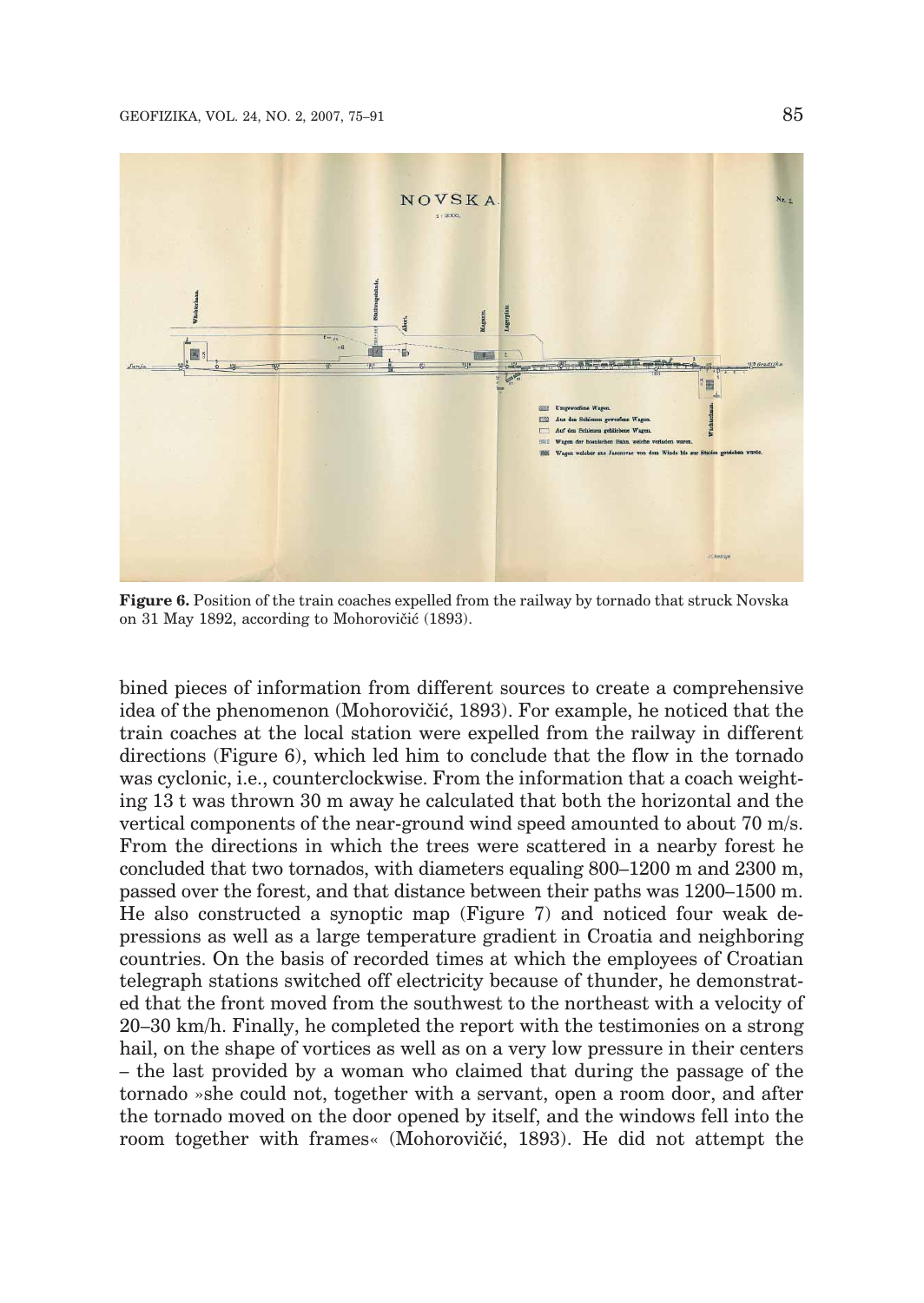**Figure 6.** Position of the train coaches expelled from the railway by tornado that struck Novska on 31 May 1892, according to Mohorovičić (1893).

bined pieces of information from different sources to create a comprehensive idea of the phenomenon (Mohorovičić, 1893). For example, he noticed that the train coaches at the local station were expelled from the railway in different directions (Figure 6), which led him to conclude that the flow in the tornado was cyclonic, i.e., counterclockwise. From the information that a coach weighting 13 t was thrown 30 m away he calculated that both the horizontal and the vertical components of the near-ground wind speed amounted to about 70 m/s. From the directions in which the trees were scattered in a nearby forest he concluded that two tornados, with diameters equaling 800–1200 m and 2300 m, passed over the forest, and that distance between their paths was 1200–1500 m. He also constructed a synoptic map (Figure 7) and noticed four weak depressions as well as a large temperature gradient in Croatia and neighboring countries. On the basis of recorded times at which the employees of Croatian telegraph stations switched off electricity because of thunder, he demonstrated that the front moved from the southwest to the northeast with a velocity of 20–30 km/h. Finally, he completed the report with the testimonies on a strong hail, on the shape of vortices as well as on a very low pressure in their centers – the last provided by a woman who claimed that during the passage of the tornado »she could not, together with a servant, open a room door, and after the tornado moved on the door opened by itself, and the windows fell into the room together with frames« (Mohorovičić, 1893). He did not attempt the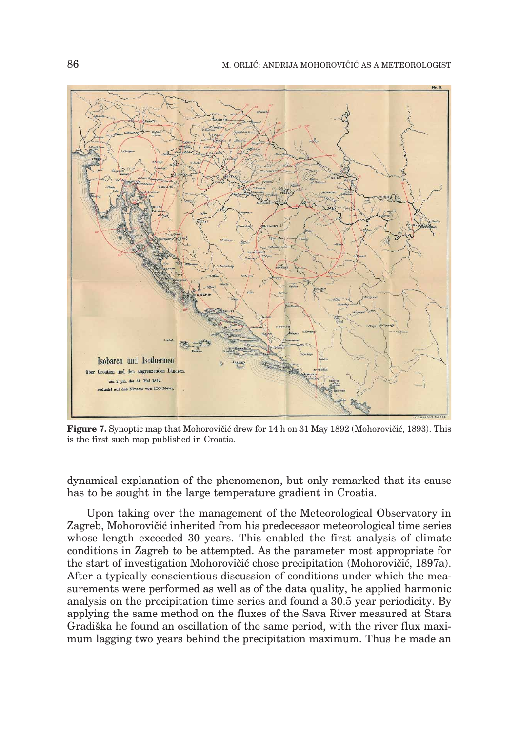**Figure 7.** Synoptic map that Mohorovičić drew for 14 h on 31 May 1892 (Mohorovičić, 1893). This is the first such map published in Croatia.

dynamical explanation of the phenomenon, but only remarked that its cause has to be sought in the large temperature gradient in Croatia.

Upon taking over the management of the Meteorological Observatory in Zagreb, Mohorovičić inherited from his predecessor meteorological time series whose length exceeded 30 years. This enabled the first analysis of climate conditions in Zagreb to be attempted. As the parameter most appropriate for the start of investigation Mohorovičić chose precipitation (Mohorovičić, 1897a). After a typically conscientious discussion of conditions under which the measurements were performed as well as of the data quality, he applied harmonic analysis on the precipitation time series and found a 30.5 year periodicity. By applying the same method on the fluxes of the Sava River measured at Stara Gradiška he found an oscillation of the same period, with the river flux maximum lagging two years behind the precipitation maximum. Thus he made an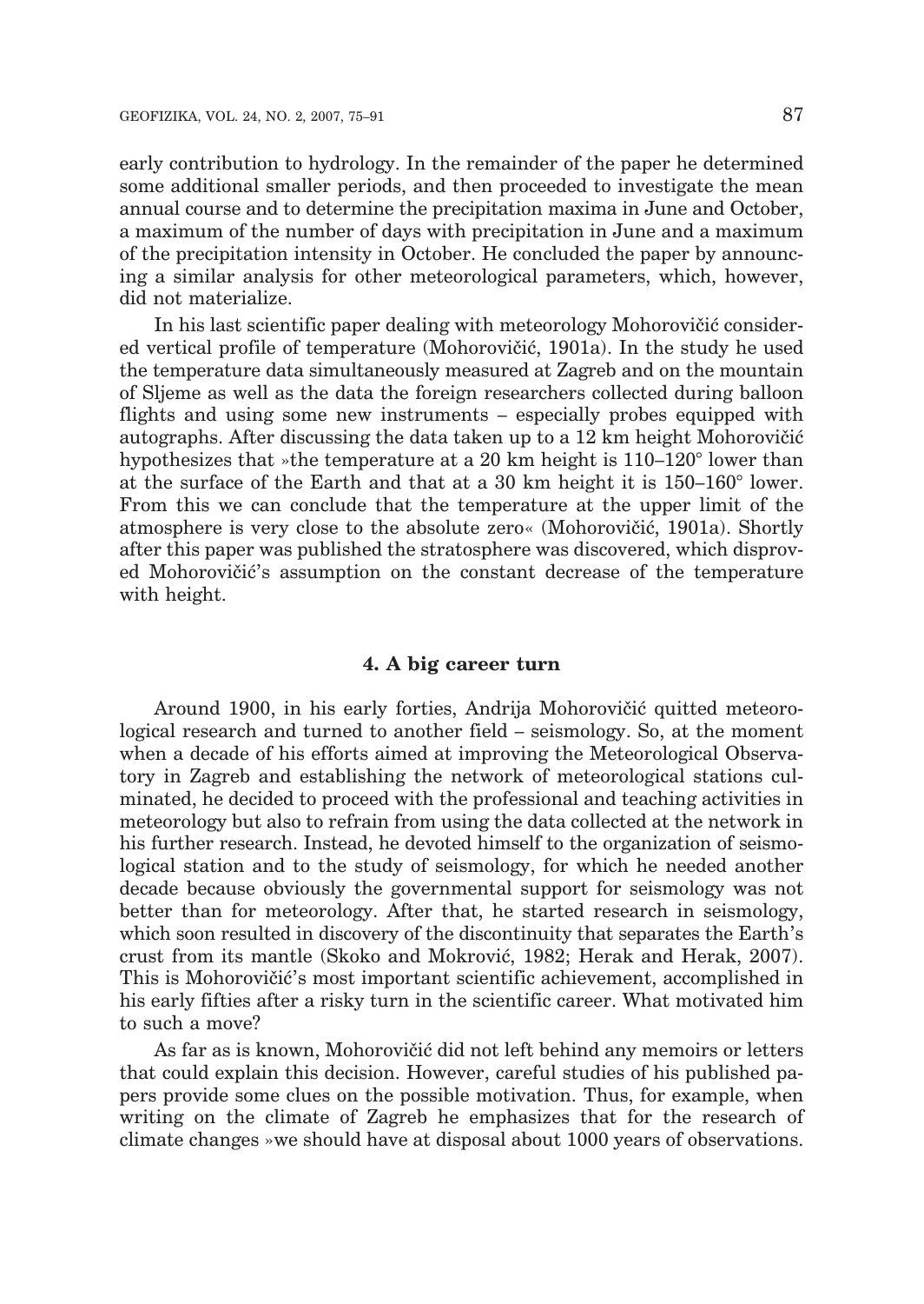early contribution to hydrology. In the remainder of the paper he determined some additional smaller periods, and then proceeded to investigate the mean annual course and to determine the precipitation maxima in June and October, a maximum of the number of days with precipitation in June and a maximum of the precipitation intensity in October. He concluded the paper by announcing a similar analysis for other meteorological parameters, which, however, did not materialize.

In his last scientific paper dealing with meteorology Mohorovičić considered vertical profile of temperature (Mohorovičić, 1901a). In the study he used the temperature data simultaneously measured at Zagreb and on the mountain of Sljeme as well as the data the foreign researchers collected during balloon flights and using some new instruments – especially probes equipped with autographs. After discussing the data taken up to a 12 km height Mohorovičić hypothesizes that »the temperature at a 20 km height is 110–120° lower than at the surface of the Earth and that at a 30 km height it is 150–160° lower. From this we can conclude that the temperature at the upper limit of the atmosphere is very close to the absolute zero« (Mohorovičić, 1901a). Shortly after this paper was published the stratosphere was discovered, which disproved Mohorovičić's assumption on the constant decrease of the temperature with height.

## 4. A big career turn

Around 1900, in his early forties, Andrija Mohorovičić quitted meteorological research and turned to another field – seismology. So, at the moment when a decade of his efforts aimed at improving the Meteorological Observatory in Zagreb and establishing the network of meteorological stations culminated, he decided to proceed with the professional and teaching activities in meteorology but also to refrain from using the data collected at the network in his further research. Instead, he devoted himself to the organization of seismological station and to the study of seismology, for which he needed another decade because obviously the governmental support for seismology was not better than for meteorology. After that, he started research in seismology, which soon resulted in discovery of the discontinuity that separates the Earth's crust from its mantle (Skoko and Mokrović, 1982; Herak and Herak, 2007). This is Mohorovičić's most important scientific achievement, accomplished in his early fifties after a risky turn in the scientific career. What motivated him to such a move?

As far as is known, Mohorovičić did not left behind any memoirs or letters that could explain this decision. However, careful studies of his published papers provide some clues on the possible motivation. Thus, for example, when writing on the climate of Zagreb he emphasizes that for the research of climate changes »we should have at disposal about 1000 years of observations.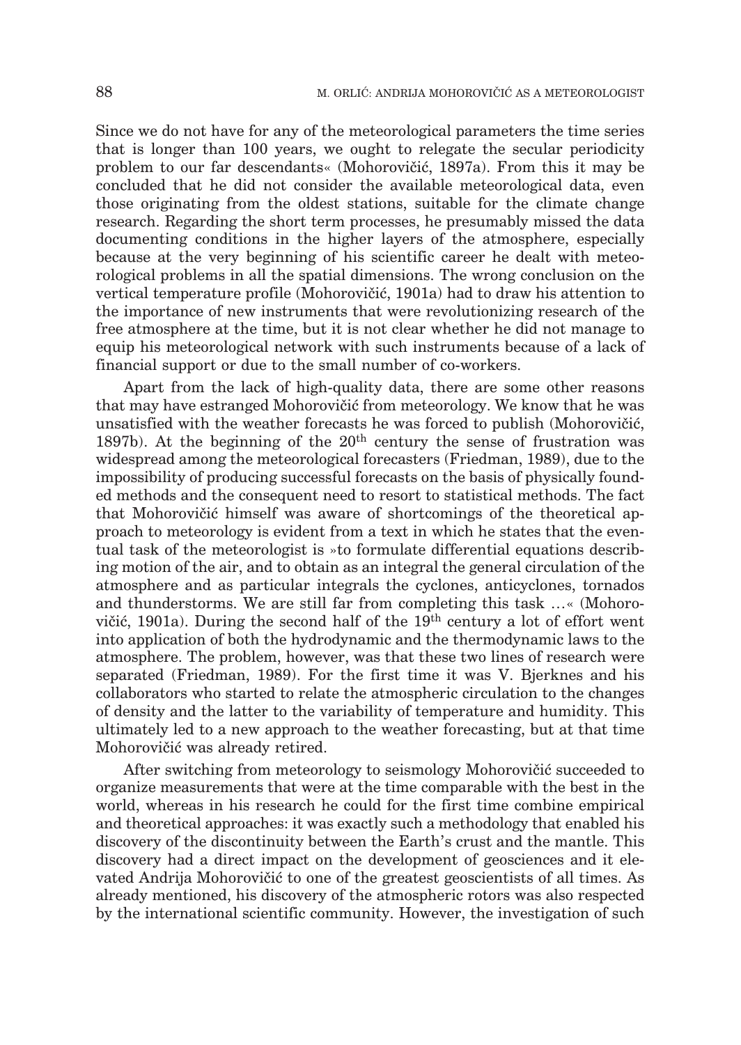Since we do not have for any of the meteorological parameters the time series that is longer than 100 years, we ought to relegate the secular periodicity problem to our far descendants« (Mohorovičić, 1897a). From this it may be concluded that he did not consider the available meteorological data, even those originating from the oldest stations, suitable for the climate change research. Regarding the short term processes, he presumably missed the data documenting conditions in the higher layers of the atmosphere, especially because at the very beginning of his scientific career he dealt with meteorological problems in all the spatial dimensions. The wrong conclusion on the vertical temperature profile (Mohorovičić, 1901a) had to draw his attention to the importance of new instruments that were revolutionizing research of the free atmosphere at the time, but it is not clear whether he did not manage to equip his meteorological network with such instruments because of a lack of financial support or due to the small number of co-workers.

Apart from the lack of high-quality data, there are some other reasons that may have estranged Mohorovičić from meteorology. We know that he was unsatisfied with the weather forecasts he was forced to publish (Mohorovičić, 1897b). At the beginning of the 20th century the sense of frustration was widespread among the meteorological forecasters (Friedman, 1989), due to the impossibility of producing successful forecasts on the basis of physically founded methods and the consequent need to resort to statistical methods. The fact that Mohorovičić himself was aware of shortcomings of the theoretical approach to meteorology is evident from a text in which he states that the eventual task of the meteorologist is »to formulate differential equations describing motion of the air, and to obtain as an integral the general circulation of the atmosphere and as particular integrals the cyclones, anticyclones, tornados and thunderstorms. We are still far from completing this task …« (Mohorovičić, 1901a). During the second half of the 19th century a lot of effort went into application of both the hydrodynamic and the thermodynamic laws to the atmosphere. The problem, however, was that these two lines of research were separated (Friedman, 1989). For the first time it was V. Bjerknes and his collaborators who started to relate the atmospheric circulation to the changes of density and the latter to the variability of temperature and humidity. This ultimately led to a new approach to the weather forecasting, but at that time Mohorovičić was already retired.

After switching from meteorology to seismology Mohorovičić succeeded to organize measurements that were at the time comparable with the best in the world, whereas in his research he could for the first time combine empirical and theoretical approaches: it was exactly such a methodology that enabled his discovery of the discontinuity between the Earth's crust and the mantle. This discovery had a direct impact on the development of geosciences and it elevated Andrija Mohorovičić to one of the greatest geoscientists of all times. As already mentioned, his discovery of the atmospheric rotors was also respected by the international scientific community. However, the investigation of such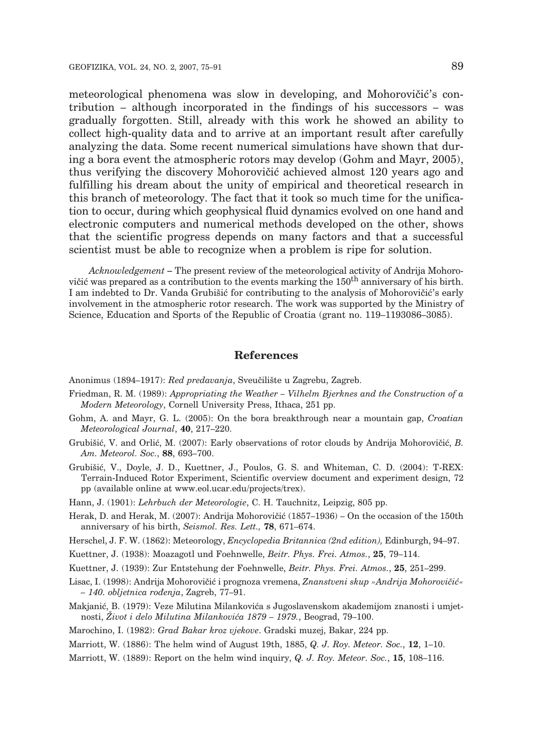meteorological phenomena was slow in developing, and Mohorovičić's contribution – although incorporated in the findings of his successors – was gradually forgotten. Still, already with this work he showed an ability to collect high-quality data and to arrive at an important result after carefully analyzing the data. Some recent numerical simulations have shown that during a bora event the atmospheric rotors may develop (Gohm and Mayr, 2005), thus verifying the discovery Mohorovičić achieved almost 120 years ago and fulfilling his dream about the unity of empirical and theoretical research in this branch of meteorology. The fact that it took so much time for the unification to occur, during which geophysical fluid dynamics evolved on one hand and electronic computers and numerical methods developed on the other, shows that the scientific progress depends on many factors and that a successful scientist must be able to recognize when a problem is ripe for solution.

*Acknowledgement* – The present review of the meteorological activity of Andrija Mohorovičić was prepared as a contribution to the events marking the 150$^{th}$ anniversary of his birth. I am indebted to Dr. Vanda Grubišić for contributing to the analysis of Mohorovičić's early involvement in the atmospheric rotor research. The work was supported by the Ministry of Science, Education and Sports of the Republic of Croatia (grant no. 119–1193086–3085).

## References

Anonimus (1894–1917): *Red predavanja*, Sveučilište u Zagrebu, Zagreb.

Friedman, R. M. (1989): *Appropriating the Weather – Vilhelm Bjerknes and the Construction of a Modern Meteorology*, Cornell University Press, Ithaca, 251 pp.

Gohm, A. and Mayr, G. L. (2005): On the bora breakthrough near a mountain gap, *Croatian Meteorological Journal*, **40**, 217–220.

Grubišić, V. and Orlić, M. (2007): Early observations of rotor clouds by Andrija Mohorovičić, *B. Am. Meteorol. Soc.*, **88**, 693–700.

Grubišić, V., Doyle, J. D., Kuettner, J., Poulos, G. S. and Whiteman, C. D. (2004): T-REX: Terrain-Induced Rotor Experiment, Scientific overview document and experiment design, 72 pp (available online at www.eol.ucar.edu/projects/trex).

Hann, J. (1901): *Lehrbuch der Meteorologie*, C. H. Tauchnitz, Leipzig, 805 pp.

Herak, D. and Herak, M. (2007): Andrija Mohorovičić (1857–1936) – On the occasion of the 150th anniversary of his birth, *Seismol. Res. Lett.,* **78**, 671–674.

Herschel, J. F. W. (1862): Meteorology, *Encyclopedia Britannica (2nd edition),* Edinburgh, 94–97.

Kuettner, J. (1938): Moazagotl und Foehnwelle, *Beitr. Phys. Frei. Atmos.*, **25**, 79–114.

Kuettner, J. (1939): Zur Entstehung der Foehnwelle, *Beitr. Phys. Frei. Atmos.*, **25**, 251–299.

Lisac, I. (1998): Andrija Mohorovičić i prognoza vremena, *Znanstveni skup »Andrija Mohorovičić« – 140. obljetnica rođenja*, Zagreb, 77–91.

Makjanić, B. (1979): Veze Milutina Milankovića s Jugoslavenskom akademijom znanosti i umjetnosti, *Život i delo Milutina Milankovića 1879 – 1979.*, Beograd, 79–100.

Marochino, I. (1982): *Grad Bakar kroz vjekove*. Gradski muzej, Bakar, 224 pp.

Marriott, W. (1886): The helm wind of August 19th, 1885, *Q. J. Roy. Meteor. Soc.*, **12**, 1–10.

Marriott, W. (1889): Report on the helm wind inquiry, *Q. J. Roy. Meteor. Soc.*, **15**, 108–116.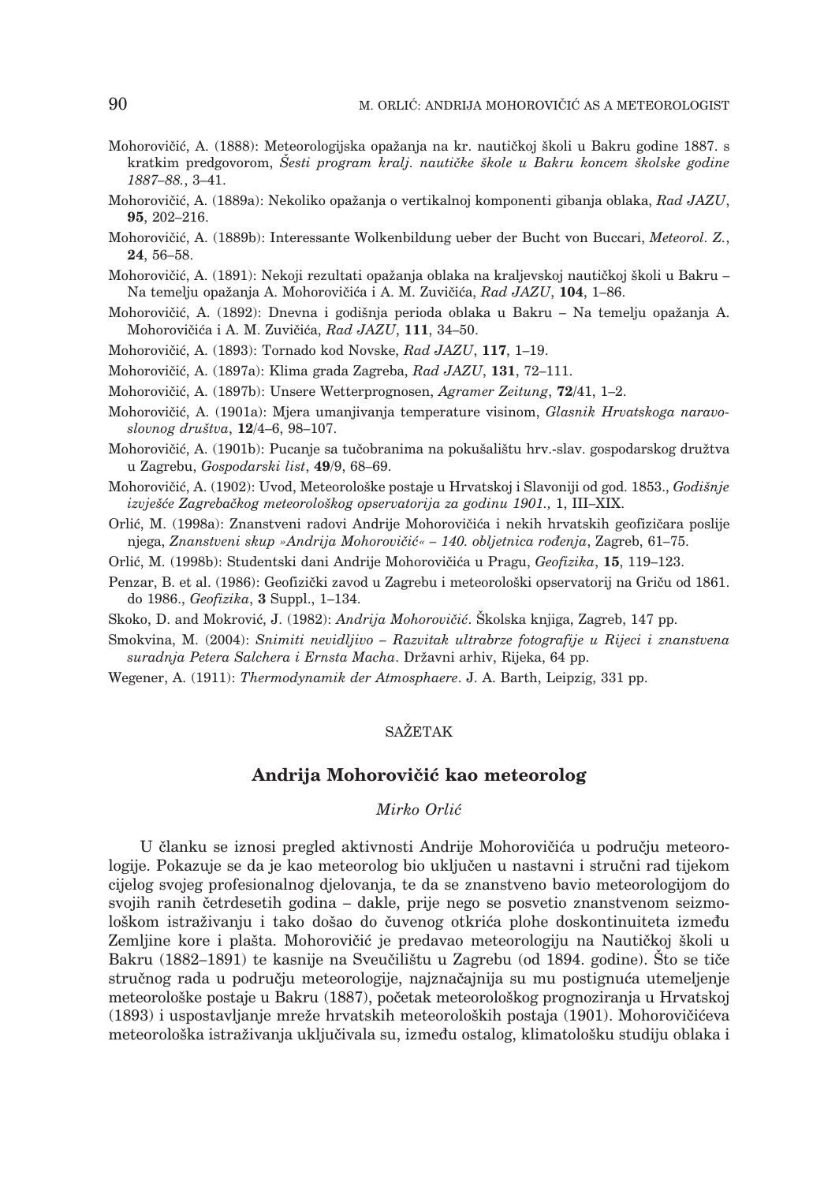Mohorovičić, A. (1888): Meteorologijska opažanja na kr. nautičkoj školi u Bakru godine 1887. s kratkim predgovorom, *Šesti program kralj. nautičke škole u Bakru koncem školske godine 1887–88.*, 3–41.

Mohorovičić, A. (1889a): Nekoliko opažanja o vertikalnoj komponenti gibanja oblaka, *Rad JAZU*, **95**, 202–216.

Mohorovičić, A. (1889b): Interessante Wolkenbildung ueber der Bucht von Buccari, *Meteorol. Z.*, **24**, 56–58.

Mohorovičić, A. (1891): Nekoji rezultati opažanja oblaka na kraljevskoj nautičkoj školi u Bakru – Na temelju opažanja A. Mohorovičića i A. M. Zuvičića, *Rad JAZU*, **104**, 1–86.

Mohorovičić, A. (1892): Dnevna i godišnja perioda oblaka u Bakru – Na temelju opažanja A. Mohorovičića i A. M. Zuvičića, *Rad JAZU*, **111**, 34–50.

Mohorovičić, A. (1893): Tornado kod Novske, *Rad JAZU*, **117**, 1–19.

Mohorovičić, A. (1897a): Klima grada Zagreba, *Rad JAZU*, **131**, 72–111.

Mohorovičić, A. (1897b): Unsere Wetterprognosen, *Agramer Zeitung*, **72**/41, 1–2.

Mohorovičić, A. (1901a): Mjera umanjivanja temperature visinom, *Glasnik Hrvatskoga naravoslovnog društva*, **12**/4–6, 98–107.

Mohorovičić, A. (1901b): Pucanje sa tučobranima na pokušalištu hrv.-slav. gospodarskog družtva u Zagrebu, *Gospodarski list*, **49**/9, 68–69.

Mohorovičić, A. (1902): Uvod, Meteorološke postaje u Hrvatskoj i Slavoniji od god. 1853., *Godišnje izvješće Zagrebačkog meteorološkog opservatorija za godinu 1901.,* 1, III–XIX.

Orlić, M. (1998a): Znanstveni radovi Andrije Mohorovičića i nekih hrvatskih geofizičara poslije njega, *Znanstveni skup »Andrija Mohorovičić« – 140. obljetnica rođenja*, Zagreb, 61–75.

Orlić, M. (1998b): Studentski dani Andrije Mohorovičića u Pragu, *Geofizika*, **15**, 119–123.

Penzar, B. et al. (1986): Geofizički zavod u Zagrebu i meteorološki opservatorij na Griču od 1861. do 1986., *Geofizika*, **3** Suppl., 1–134.

Skoko, D. and Mokrović, J. (1982): *Andrija Mohorovičić*. Školska knjiga, Zagreb, 147 pp.

Smokvina, M. (2004): *Snimiti nevidljivo – Razvitak ultrabrze fotografije u Rijeci i znanstvena suradnja Petera Salchera i Ernsta Macha*. Državni arhiv, Rijeka, 64 pp.

Wegener, A. (1911): *Thermodynamik der Atmosphaere*. J. A. Barth, Leipzig, 331 pp.

## SAŽETAK

### Andrija Mohorovičić kao meteorolog

*Mirko Orlić*

U članku se iznosi pregled aktivnosti Andrije Mohorovičića u području meteorologije. Pokazuje se da je kao meteorolog bio uključen u nastavni i stručni rad tijekom cijelog svojeg profesionalnog djelovanja, te da se znanstveno bavio meteorologijom do svojih ranih četrdesetih godina – dakle, prije nego se posvetio znanstvenom seizmološkom istraživanju i tako došao do čuvenog otkrića plohe doskontinuiteta između Zemljine kore i plašta. Mohorovičić je predavao meteorologiju na Nautičkoj školi u Bakru (1882–1891) te kasnije na Sveučilištu u Zagrebu (od 1894. godine). Što se tiče stručnog rada u području meteorologije, najznačajnija su mu postignuća utemeljenje meteorološke postaje u Bakru (1887), početak meteorološkog prognoziranja u Hrvatskoj (1893) i uspostavljanje mreže hrvatskih meteoroloških postaja (1901). Mohorovičićeva meteorološka istraživanja uključivala su, između ostalog, klimatološku studiju oblaka i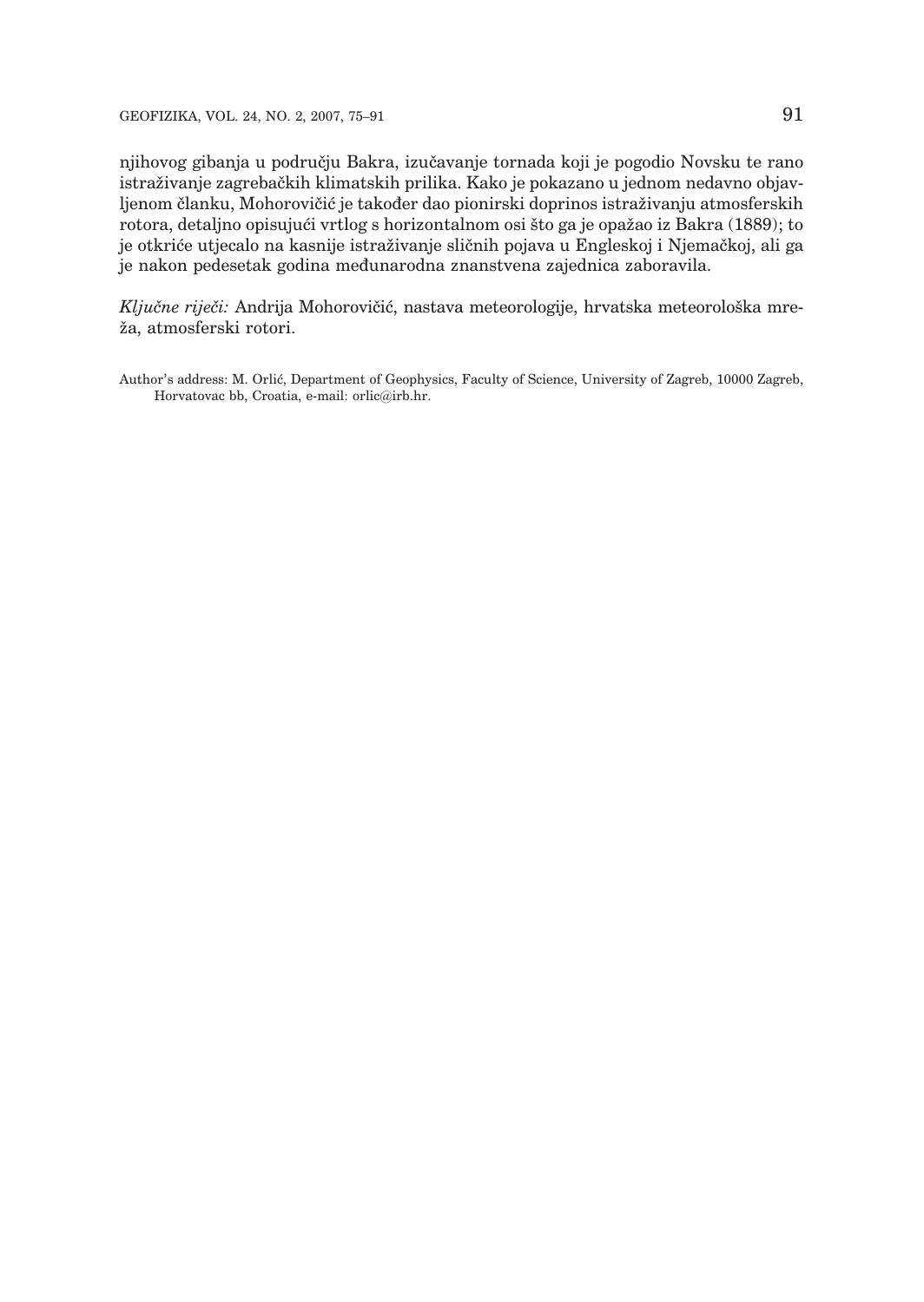njihovog gibanja u području Bakra, izučavanje tornada koji je pogodio Novsku te rano istraživanje zagrebačkih klimatskih prilika. Kako je pokazano u jednom nedavno objavljenom članku, Mohorovičić je također dao pionirski doprinos istraživanju atmosferskih rotora, detaljno opisujući vrtlog s horizontalnom osi što ga je opažao iz Bakra (1889); to je otkriće utjecalo na kasnije istraživanje sličnih pojava u Engleskoj i Njemačkoj, ali ga je nakon pedesetak godina međunarodna znanstvena zajednica zaboravila.

*Ključne riječi:* Andrija Mohorovičić, nastava meteorologije, hrvatska meteorološka mreža, atmosferski rotori.

Author's address: M. Orlić, Department of Geophysics, Faculty of Science, University of Zagreb, 10000 Zagreb, Horvatovac bb, Croatia, e-mail: orlic@irb.hr.